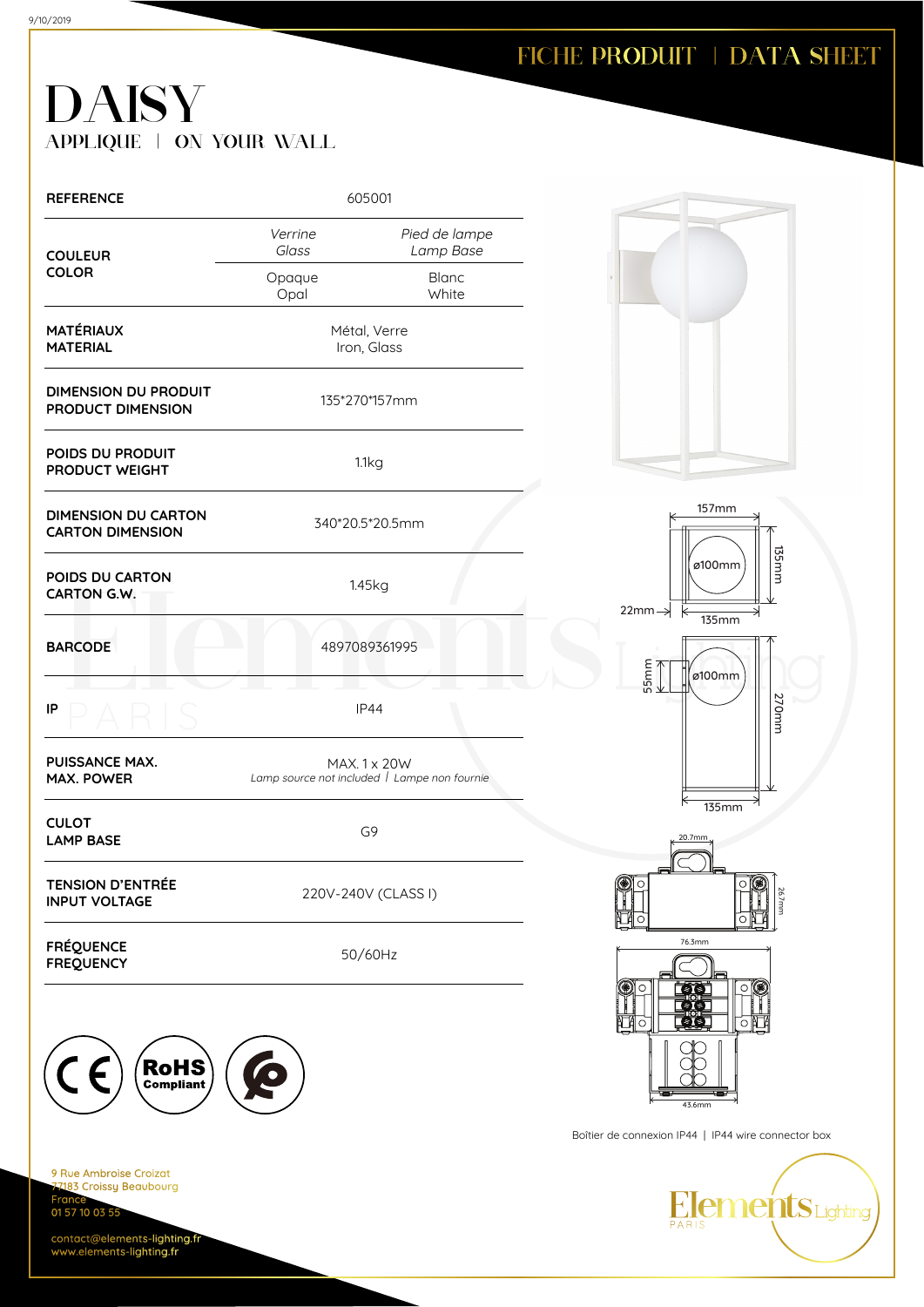# FICHE PRODUIT | DATA SHEET

# DAISY

APPLIQUE | ON YOUR WALL

| | | |
|---|---|---|
| **REFERENCE** | 605001 | |
| **COULEUR COLOR** | *Verrine Glass* | *Pied de lampe Lamp Base* |
| | Opaque Opal | Blanc White |
| **MATÉRIAUX MATERIAL** | Métal, Verre Iron, Glass | |
| **DIMENSION DU PRODUIT PRODUCT DIMENSION** | 135*270*157mm | |
| **POIDS DU PRODUIT PRODUCT WEIGHT** | 1.1kg | |
| **DIMENSION DU CARTON CARTON DIMENSION** | 340*20.5*20.5mm | |
| **POIDS DU CARTON CARTON G.W.** | 1.45kg | |
| **BARCODE** | 4897089361995 | |
| **IP** | IP44 | |
| **PUISSANCE MAX. MAX. POWER** | MAX. 1 x 20W *Lamp source not included \| Lampe non fournie* | |
| **CULOT LAMP BASE** | G9 | |
| **TENSION D'ENTRÉE INPUT VOLTAGE** | 220V-240V (CLASS I) | |
| **FRÉQUENCE FREQUENCY** | 50/60Hz | |

157mm, 135mm, ø100mm, 22mm, 135mm, 55mm, ø100mm, 270mm, 135mm

20.7mm, 26.7mm, 76.3mm, 43.6mm

Boîtier de connexion IP44 | IP44 wire connector box

9 Rue Ambroise Croizat
77183 Croissy Beaubourg
France
01 57 10 03 55

contact@elements-lighting.fr
www.elements-lighting.fr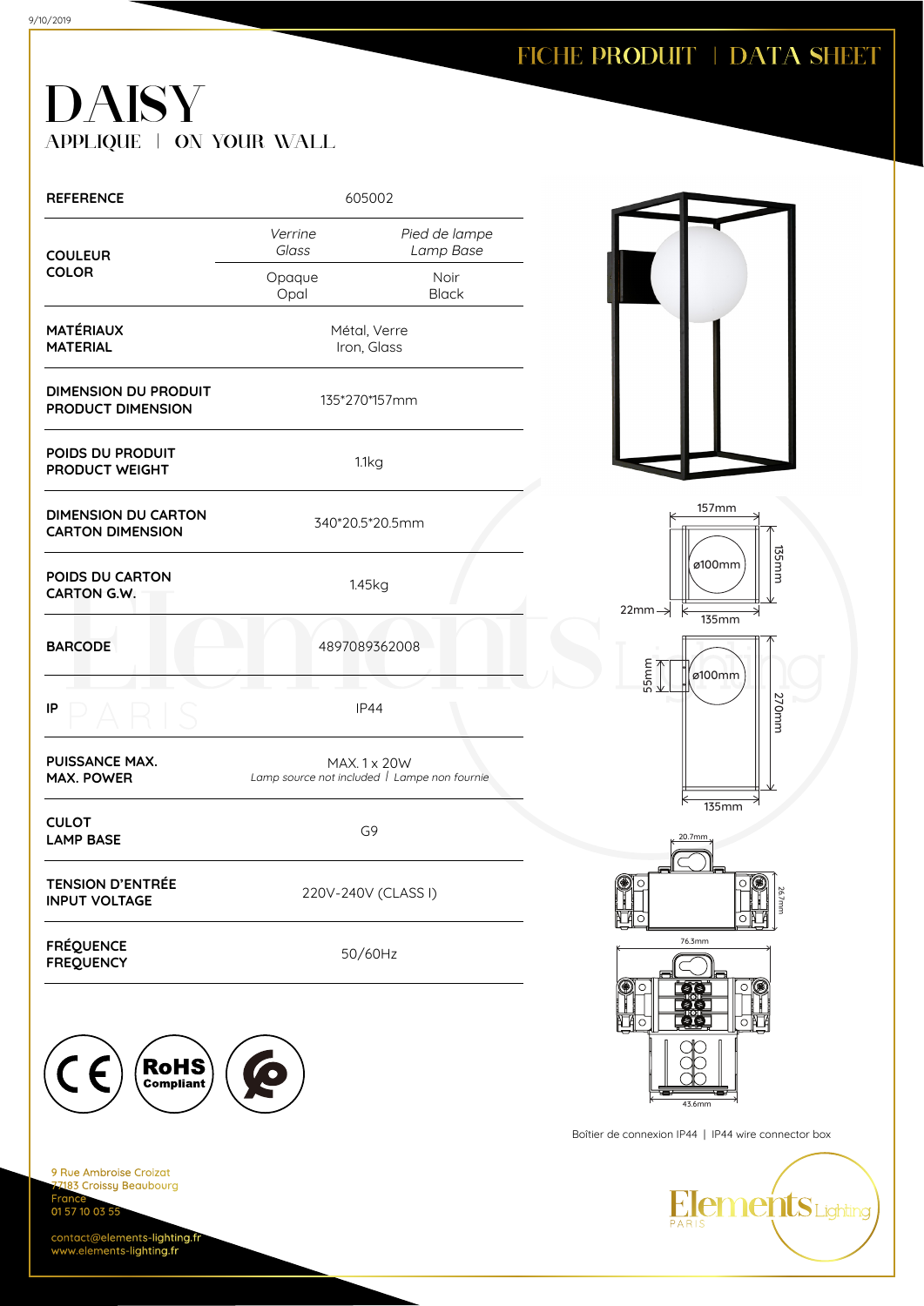FICHE PRODUIT | DATA SHEET

# DAISY

APPLIQUE | ON YOUR WALL

| | | |
|---|---|---|
| **REFERENCE** | 605002 | |
| **COULEUR**<br>**COLOR** | *Verrine*<br>*Glass* | *Pied de lampe*<br>*Lamp Base* |
| | Opaque<br>Opal | Noir<br>Black |
| **MATÉRIAUX**<br>**MATERIAL** | Métal, Verre<br>Iron, Glass | |
| **DIMENSION DU PRODUIT**<br>**PRODUCT DIMENSION** | 135*270*157mm | |
| **POIDS DU PRODUIT**<br>**PRODUCT WEIGHT** | 1.1kg | |
| **DIMENSION DU CARTON**<br>**CARTON DIMENSION** | 340*20.5*20.5mm | |
| **POIDS DU CARTON**<br>**CARTON G.W.** | 1.45kg | |
| **BARCODE** | 4897089362008 | |
| **IP** | IP44 | |
| **PUISSANCE MAX.**<br>**MAX. POWER** | MAX. 1 x 20W<br>*Lamp source not included \| Lampe non fournie* | |
| **CULOT**<br>**LAMP BASE** | G9 | |
| **TENSION D'ENTRÉE**<br>**INPUT VOLTAGE** | 220V-240V (CLASS I) | |
| **FRÉQUENCE**<br>**FREQUENCY** | 50/60Hz | |

157mm, 135mm, ø100mm, 22mm, 135mm, 55mm, ø100mm, 270mm, 135mm

20.7mm, 26.7mm, 76.3mm, 43.6mm

Boîtier de connexion IP44 | IP44 wire connector box

CE RoHS Compliant

9 Rue Ambroise Croizat
77183 Croissy Beaubourg
France
01 57 10 03 55

contact@elements-lighting.fr
www.elements-lighting.fr

Elements Lighting PARIS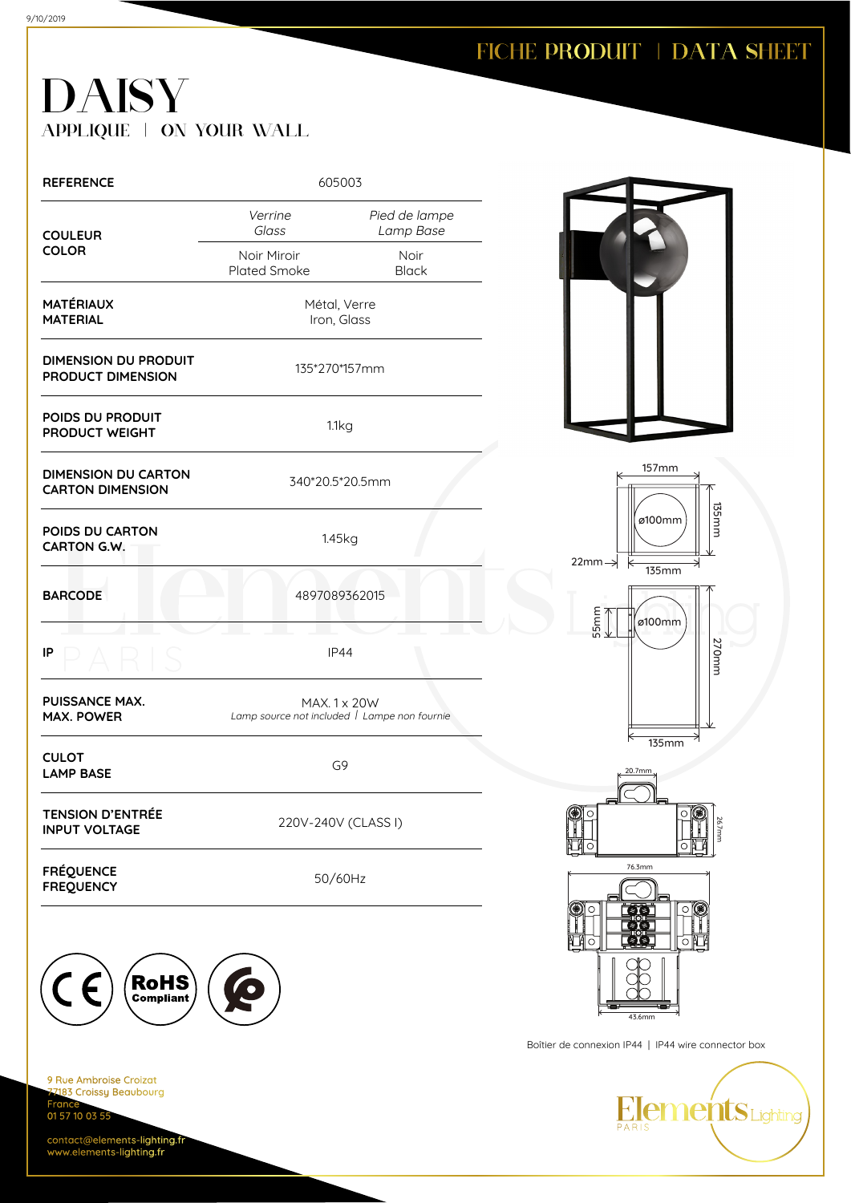# DAISY

APPLIQUE | ON YOUR WALL

FICHE PRODUIT | DATA SHEET

| | | |
|---|---|---|
| **REFERENCE** | 605003 | |
| **COULEUR COLOR** | *Verrine Glass* | *Pied de lampe Lamp Base* |
| | Noir Miroir Plated Smoke | Noir Black |
| **MATÉRIAUX MATERIAL** | Métal, Verre Iron, Glass | |
| **DIMENSION DU PRODUIT PRODUCT DIMENSION** | 135*270*157mm | |
| **POIDS DU PRODUIT PRODUCT WEIGHT** | 1.1kg | |
| **DIMENSION DU CARTON CARTON DIMENSION** | 340*20.5*20.5mm | |
| **POIDS DU CARTON CARTON G.W.** | 1.45kg | |
| **BARCODE** | 4897089362015 | |
| **IP** | IP44 | |
| **PUISSANCE MAX. MAX. POWER** | MAX. 1 x 20W *Lamp source not included / Lampe non fournie* | |
| **CULOT LAMP BASE** | G9 | |
| **TENSION D'ENTRÉE INPUT VOLTAGE** | 220V-240V (CLASS I) | |
| **FRÉQUENCE FREQUENCY** | 50/60Hz | |

157mm
135mm
ø100mm
22mm
135mm
55mm
ø100mm
270mm
135mm
20.7mm
26.7mm
76.3mm
43.6mm

Boîtier de connexion IP44 | IP44 wire connector box

9 Rue Ambroise Croizat
77183 Croissy Beaubourg
France
01 57 10 03 55

contact@elements-lighting.fr
www.elements-lighting.fr